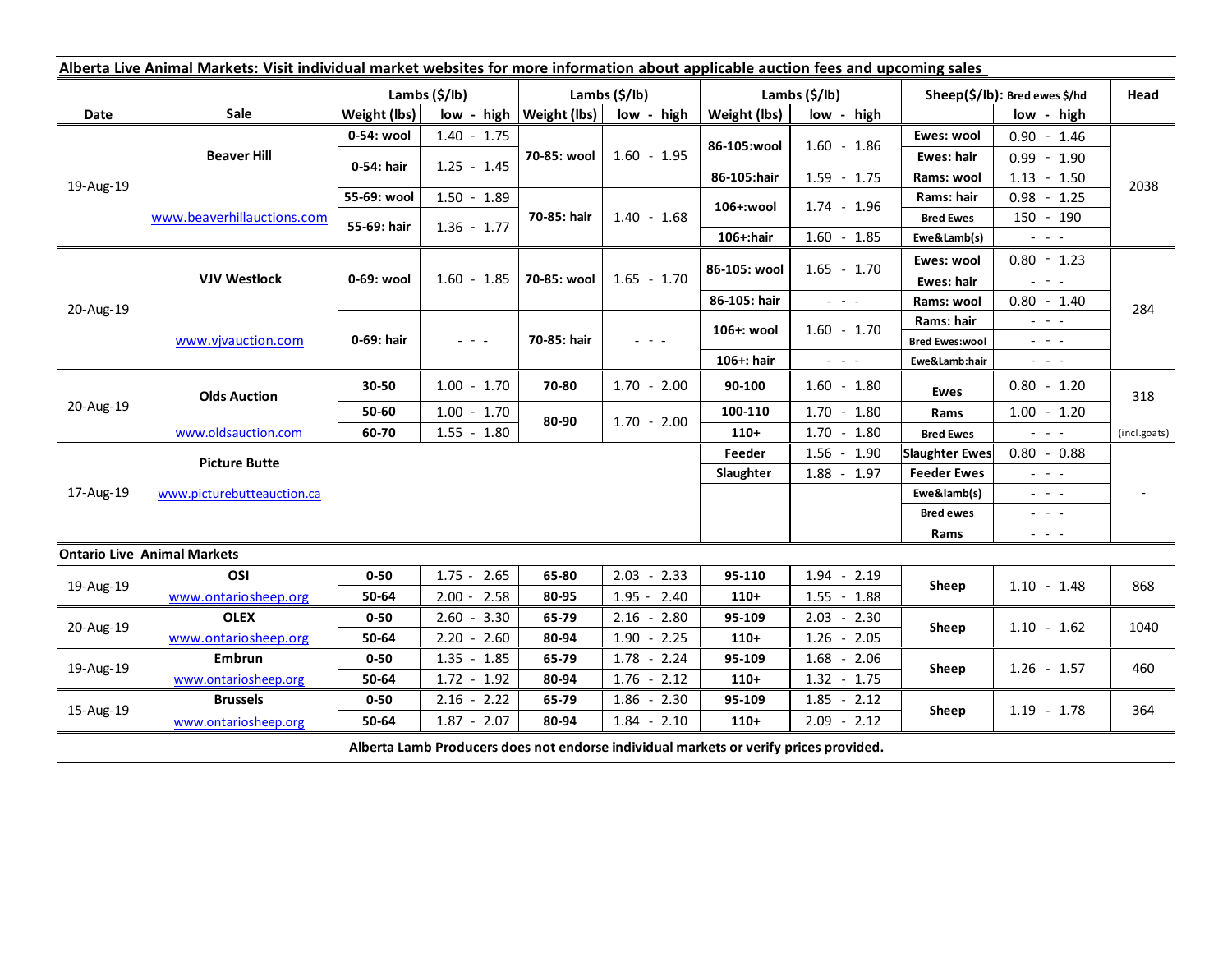**Alberta Live Animal Markets: Visit individual market websites for more information about applicable auction fees and upcoming sales**

| Date | Sale | Lambs ($/lb) Weight (lbs) | low - high | Lambs ($/lb) Weight (lbs) | low - high | Lambs ($/lb) Weight (lbs) | low - high | Sheep($/lb): Bred ewes $/hd | low - high | Head |
|---|---|---|---|---|---|---|---|---|---|---|
| 19-Aug-19 | Beaver Hill | 0-54: wool | 1.40 - 1.75 | 70-85: wool | 1.60 - 1.95 | 86-105:wool | 1.60 - 1.86 | Ewes: wool | 0.90 - 1.46 | 2038 |
| | | 0-54: hair | 1.25 - 1.45 | | | | | Ewes: hair | 0.99 - 1.90 | |
| | | | | | | 86-105:hair | 1.59 - 1.75 | Rams: wool | 1.13 - 1.50 | |
| | www.beaverhillauctions.com | 55-69: wool | 1.50 - 1.89 | 70-85: hair | 1.40 - 1.68 | 106+:wool | 1.74 - 1.96 | Rams: hair | 0.98 - 1.25 | |
| | | 55-69: hair | 1.36 - 1.77 | | | | | Bred Ewes | 150 - 190 | |
| | | | | | | 106+:hair | 1.60 - 1.85 | Ewe&Lamb(s) | - - - | |
| 20-Aug-19 | VJV Westlock | 0-69: wool | 1.60 - 1.85 | 70-85: wool | 1.65 - 1.70 | 86-105: wool | 1.65 - 1.70 | Ewes: wool | 0.80 - 1.23 | 284 |
| | | | | | | | | Ewes: hair | - - - | |
| | | | | | | 86-105: hair | - - - | Rams: wool | 0.80 - 1.40 | |
| | www.vjvauction.com | 0-69: hair | - - - | 70-85: hair | - - - | 106+: wool | 1.60 - 1.70 | Rams: hair | - - - | |
| | | | | | | | | Bred Ewes:wool | - - - | |
| | | | | | | 106+: hair | - - - | Ewe&Lamb:hair | - - - | |
| 20-Aug-19 | Olds Auction | 30-50 | 1.00 - 1.70 | 70-80 | 1.70 - 2.00 | 90-100 | 1.60 - 1.80 | Ewes | 0.80 - 1.20 | 318 |
| | | 50-60 | 1.00 - 1.70 | 80-90 | 1.70 - 2.00 | 100-110 | 1.70 - 1.80 | Rams | 1.00 - 1.20 | |
| | www.oldsauction.com | 60-70 | 1.55 - 1.80 | | | 110+ | 1.70 - 1.80 | Bred Ewes | - - - | (incl.goats) |
| 17-Aug-19 | Picture Butte | | | | | Feeder | 1.56 - 1.90 | Slaughter Ewes | 0.80 - 0.88 | - |
| | www.picturebutteauction.ca | | | | | Slaughter | 1.88 - 1.97 | Feeder Ewes | - - - | |
| | | | | | | | | Ewe&lamb(s) | - - - | |
| | | | | | | | | Bred ewes | - - - | |
| | | | | | | | | Rams | - - - | |
| **Ontario Live Animal Markets** | | | | | | | | | | |
| 19-Aug-19 | OSI | 0-50 | 1.75 - 2.65 | 65-80 | 2.03 - 2.33 | 95-110 | 1.94 - 2.19 | Sheep | 1.10 - 1.48 | 868 |
| | www.ontariosheep.org | 50-64 | 2.00 - 2.58 | 80-95 | 1.95 - 2.40 | 110+ | 1.55 - 1.88 | | | |
| 20-Aug-19 | OLEX | 0-50 | 2.60 - 3.30 | 65-79 | 2.16 - 2.80 | 95-109 | 2.03 - 2.30 | Sheep | 1.10 - 1.62 | 1040 |
| | www.ontariosheep.org | 50-64 | 2.20 - 2.60 | 80-94 | 1.90 - 2.25 | 110+ | 1.26 - 2.05 | | | |
| 19-Aug-19 | Embrun | 0-50 | 1.35 - 1.85 | 65-79 | 1.78 - 2.24 | 95-109 | 1.68 - 2.06 | Sheep | 1.26 - 1.57 | 460 |
| | www.ontariosheep.org | 50-64 | 1.72 - 1.92 | 80-94 | 1.76 - 2.12 | 110+ | 1.32 - 1.75 | | | |
| 15-Aug-19 | Brussels | 0-50 | 2.16 - 2.22 | 65-79 | 1.86 - 2.30 | 95-109 | 1.85 - 2.12 | Sheep | 1.19 - 1.78 | 364 |
| | www.ontariosheep.org | 50-64 | 1.87 - 2.07 | 80-94 | 1.84 - 2.10 | 110+ | 2.09 - 2.12 | | | |

**Alberta Lamb Producers does not endorse individual markets or verify prices provided.**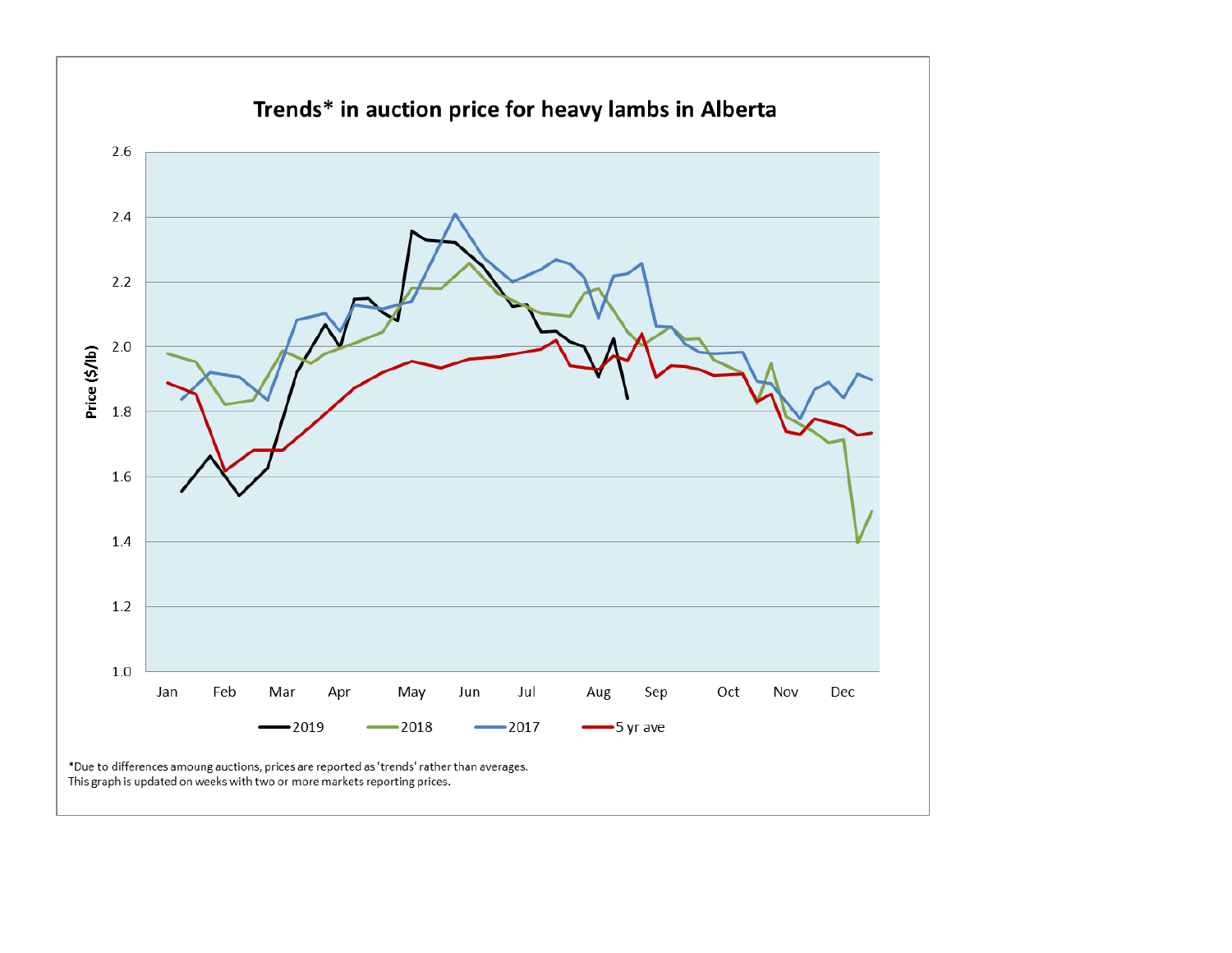## Trends* in auction price for heavy lambs in Alberta

Price ($/lb)

2.6
2.4
2.2
2.0
1.8
1.6
1.4
1.2
1.0

Jan Feb Mar Apr May Jun Jul Aug Sep Oct Nov Dec

2019 2018 2017 5 yr ave

*Due to differences amoung auctions, prices are reported as 'trends' rather than averages.
This graph is updated on weeks with two or more markets reporting prices.